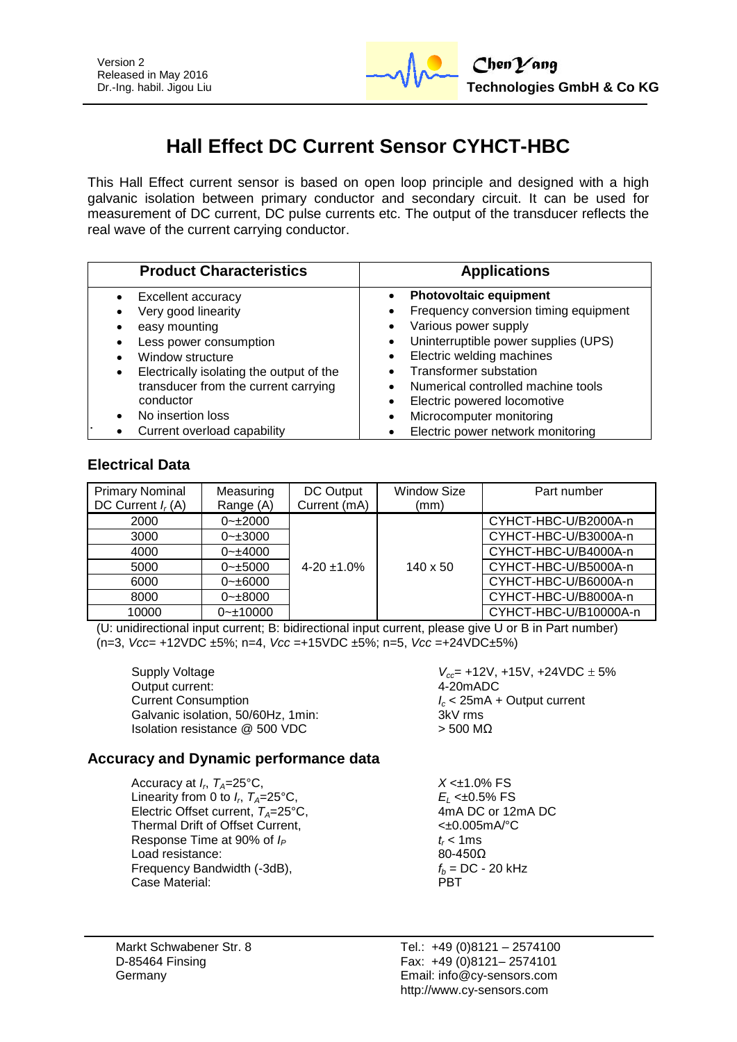Version 2
Released in May 2016
Dr.-Ing. habil. Jigou Liu

**ChenYang Technologies GmbH & Co KG**

# Hall Effect DC Current Sensor CYHCT-HBC

This Hall Effect current sensor is based on open loop principle and designed with a high galvanic isolation between primary conductor and secondary circuit. It can be used for measurement of DC current, DC pulse currents etc. The output of the transducer reflects the real wave of the current carrying conductor.

| Product Characteristics | Applications |
|---|---|
| • Excellent accuracy<br>• Very good linearity<br>• easy mounting<br>• Less power consumption<br>• Window structure<br>• Electrically isolating the output of the transducer from the current carrying conductor<br>• No insertion loss<br>• Current overload capability | • **Photovoltaic equipment**<br>• Frequency conversion timing equipment<br>• Various power supply<br>• Uninterruptible power supplies (UPS)<br>• Electric welding machines<br>• Transformer substation<br>• Numerical controlled machine tools<br>• Electric powered locomotive<br>• Microcomputer monitoring<br>• Electric power network monitoring |

## Electrical Data

| Primary Nominal DC Current $I_r$ (A) | Measuring Range (A) | DC Output Current (mA) | Window Size (mm) | Part number |
|---|---|---|---|---|
| 2000 | 0~±2000 | 4-20 ±1.0% | 140 x 50 | CYHCT-HBC-U/B2000A-n |
| 3000 | 0~±3000 | | | CYHCT-HBC-U/B3000A-n |
| 4000 | 0~±4000 | | | CYHCT-HBC-U/B4000A-n |
| 5000 | 0~±5000 | | | CYHCT-HBC-U/B5000A-n |
| 6000 | 0~±6000 | | | CYHCT-HBC-U/B6000A-n |
| 8000 | 0~±8000 | | | CYHCT-HBC-U/B8000A-n |
| 10000 | 0~±10000 | | | CYHCT-HBC-U/B10000A-n |

(U: unidirectional input current; B: bidirectional input current, please give U or B in Part number)
(n=3, *Vcc*= +12VDC ±5%; n=4, *Vcc* =+15VDC ±5%; n=5, *Vcc* =+24VDC±5%)

| | |
|---|---|
| Supply Voltage | $V_{cc}$= +12V, +15V, +24VDC ± 5% |
| Output current: | 4-20mADC |
| Current Consumption | $I_c$ < 25mA + Output current |
| Galvanic isolation, 50/60Hz, 1min: | 3kV rms |
| Isolation resistance @ 500 VDC | > 500 MΩ |

## Accuracy and Dynamic performance data

| | |
|---|---|
| Accuracy at $I_r$, $T_A$=25°C, | $X$ <±1.0% FS |
| Linearity from 0 to $I_r$, $T_A$=25°C, | $E_L$ <±0.5% FS |
| Electric Offset current, $T_A$=25°C, | 4mA DC or 12mA DC |
| Thermal Drift of Offset Current, | <±0.005mA/°C |
| Response Time at 90% of $I_P$ | $t_r$ < 1ms |
| Load resistance: | 80-450Ω |
| Frequency Bandwidth (-3dB), | $f_b$ = DC - 20 kHz |
| Case Material: | PBT |

Markt Schwabener Str. 8
D-85464 Finsing
Germany

Tel.: +49 (0)8121 – 2574100
Fax: +49 (0)8121– 2574101
Email: info@cy-sensors.com
http://www.cy-sensors.com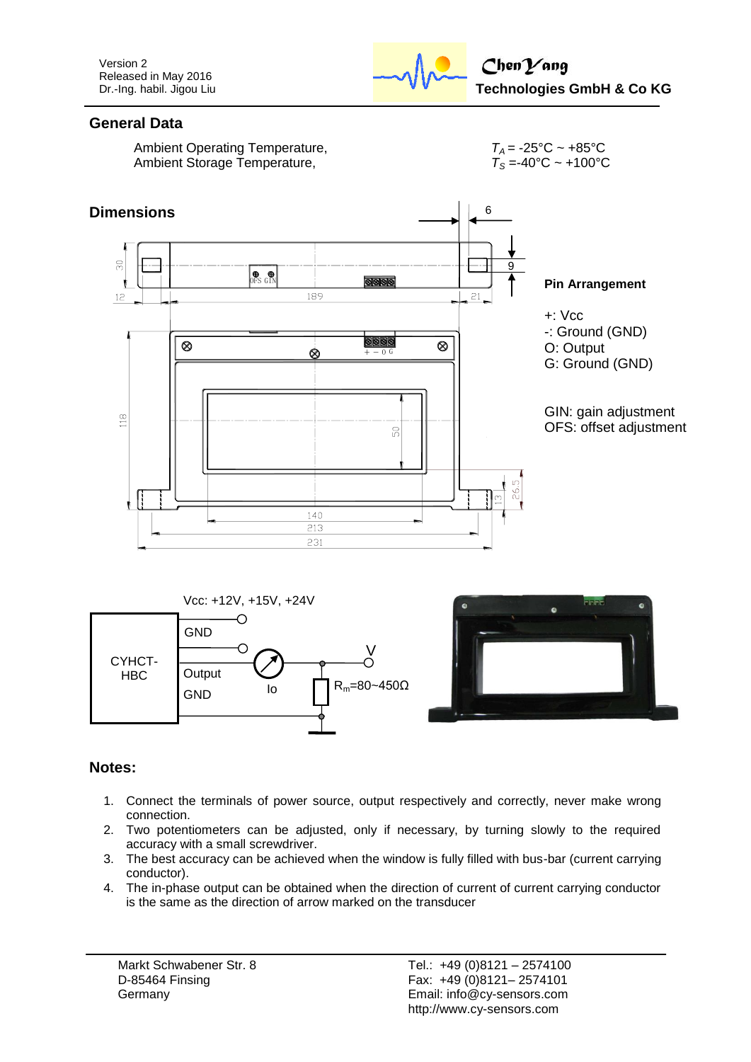## General Data

Ambient Operating Temperature, $T_A$ = -25°C ~ +85°C
Ambient Storage Temperature, $T_S$ =-40°C ~ +100°C

## Dimensions

6
9
30
12
189
21
OFS GIN
118
50
+ − 0 G
140
213
231
13
26.5

**Pin Arrangement**

+: Vcc
-: Ground (GND)
O: Output
G: Ground (GND)

GIN: gain adjustment
OFS: offset adjustment

Vcc: +12V, +15V, +24V
GND
CYHCT-HBC
Output
GND
Io
V
$R_m$=80~450Ω

## Notes:

1. Connect the terminals of power source, output respectively and correctly, never make wrong connection.
2. Two potentiometers can be adjusted, only if necessary, by turning slowly to the required accuracy with a small screwdriver.
3. The best accuracy can be achieved when the window is fully filled with bus-bar (current carrying conductor).
4. The in-phase output can be obtained when the direction of current of current carrying conductor is the same as the direction of arrow marked on the transducer